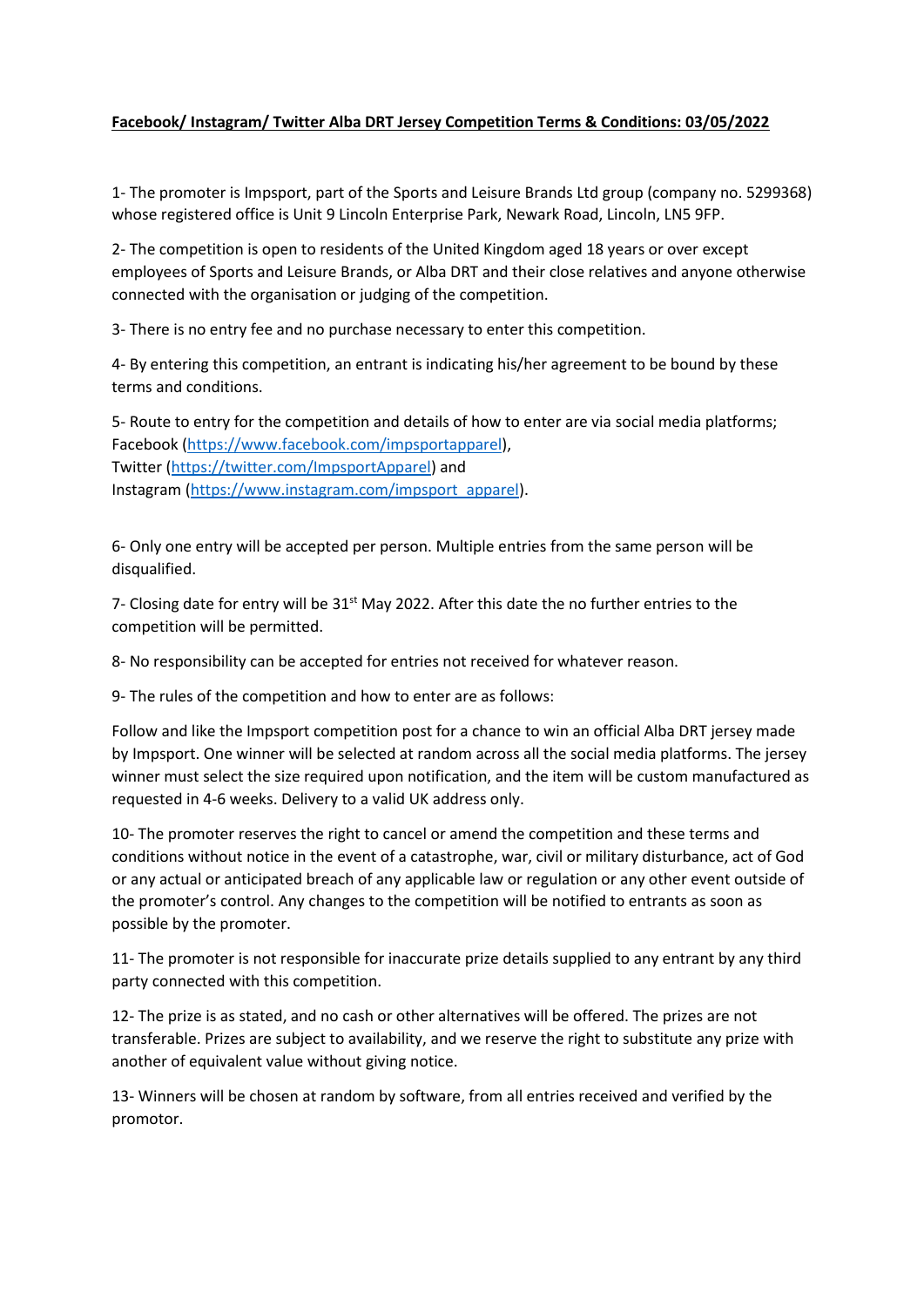**Facebook/ Instagram/ Twitter Alba DRT Jersey Competition Terms & Conditions: 03/05/2022**

1- The promoter is Impsport, part of the Sports and Leisure Brands Ltd group (company no. 5299368) whose registered office is Unit 9 Lincoln Enterprise Park, Newark Road, Lincoln, LN5 9FP.

2- The competition is open to residents of the United Kingdom aged 18 years or over except employees of Sports and Leisure Brands, or Alba DRT and their close relatives and anyone otherwise connected with the organisation or judging of the competition.

3- There is no entry fee and no purchase necessary to enter this competition.

4- By entering this competition, an entrant is indicating his/her agreement to be bound by these terms and conditions.

5- Route to entry for the competition and details of how to enter are via social media platforms; Facebook (https://www.facebook.com/impsportapparel),
Twitter (https://twitter.com/ImpsportApparel) and
Instagram (https://www.instagram.com/impsport_apparel).

6- Only one entry will be accepted per person. Multiple entries from the same person will be disqualified.

7- Closing date for entry will be 31st May 2022. After this date the no further entries to the competition will be permitted.

8- No responsibility can be accepted for entries not received for whatever reason.

9- The rules of the competition and how to enter are as follows:

Follow and like the Impsport competition post for a chance to win an official Alba DRT jersey made by Impsport. One winner will be selected at random across all the social media platforms. The jersey winner must select the size required upon notification, and the item will be custom manufactured as requested in 4-6 weeks. Delivery to a valid UK address only.

10- The promoter reserves the right to cancel or amend the competition and these terms and conditions without notice in the event of a catastrophe, war, civil or military disturbance, act of God or any actual or anticipated breach of any applicable law or regulation or any other event outside of the promoter's control. Any changes to the competition will be notified to entrants as soon as possible by the promoter.

11- The promoter is not responsible for inaccurate prize details supplied to any entrant by any third party connected with this competition.

12- The prize is as stated, and no cash or other alternatives will be offered. The prizes are not transferable. Prizes are subject to availability, and we reserve the right to substitute any prize with another of equivalent value without giving notice.

13- Winners will be chosen at random by software, from all entries received and verified by the promotor.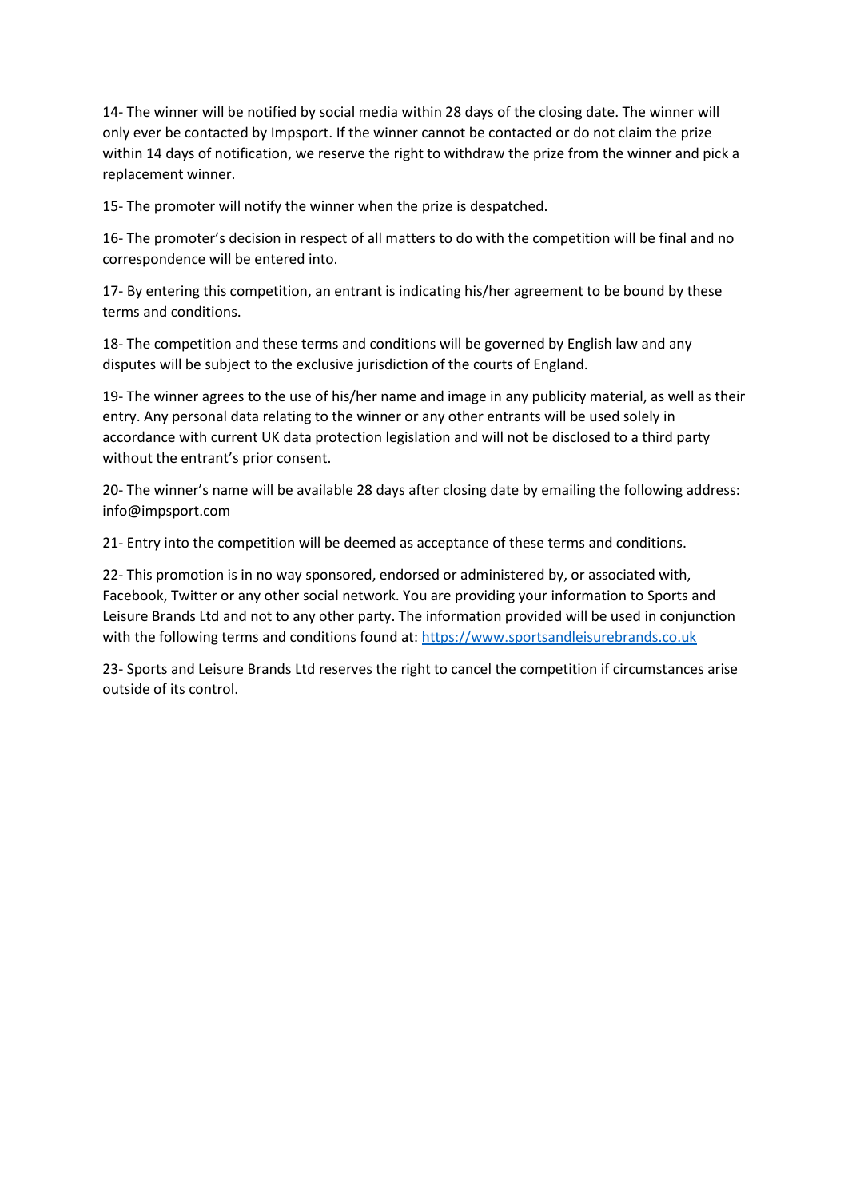14- The winner will be notified by social media within 28 days of the closing date. The winner will only ever be contacted by Impsport. If the winner cannot be contacted or do not claim the prize within 14 days of notification, we reserve the right to withdraw the prize from the winner and pick a replacement winner.

15- The promoter will notify the winner when the prize is despatched.

16- The promoter's decision in respect of all matters to do with the competition will be final and no correspondence will be entered into.

17- By entering this competition, an entrant is indicating his/her agreement to be bound by these terms and conditions.

18- The competition and these terms and conditions will be governed by English law and any disputes will be subject to the exclusive jurisdiction of the courts of England.

19- The winner agrees to the use of his/her name and image in any publicity material, as well as their entry. Any personal data relating to the winner or any other entrants will be used solely in accordance with current UK data protection legislation and will not be disclosed to a third party without the entrant's prior consent.

20- The winner's name will be available 28 days after closing date by emailing the following address: info@impsport.com

21- Entry into the competition will be deemed as acceptance of these terms and conditions.

22- This promotion is in no way sponsored, endorsed or administered by, or associated with, Facebook, Twitter or any other social network. You are providing your information to Sports and Leisure Brands Ltd and not to any other party. The information provided will be used in conjunction with the following terms and conditions found at: [https://www.sportsandleisurebrands.co.uk](https://www.sportsandleisurebrands.co.uk)

23- Sports and Leisure Brands Ltd reserves the right to cancel the competition if circumstances arise outside of its control.